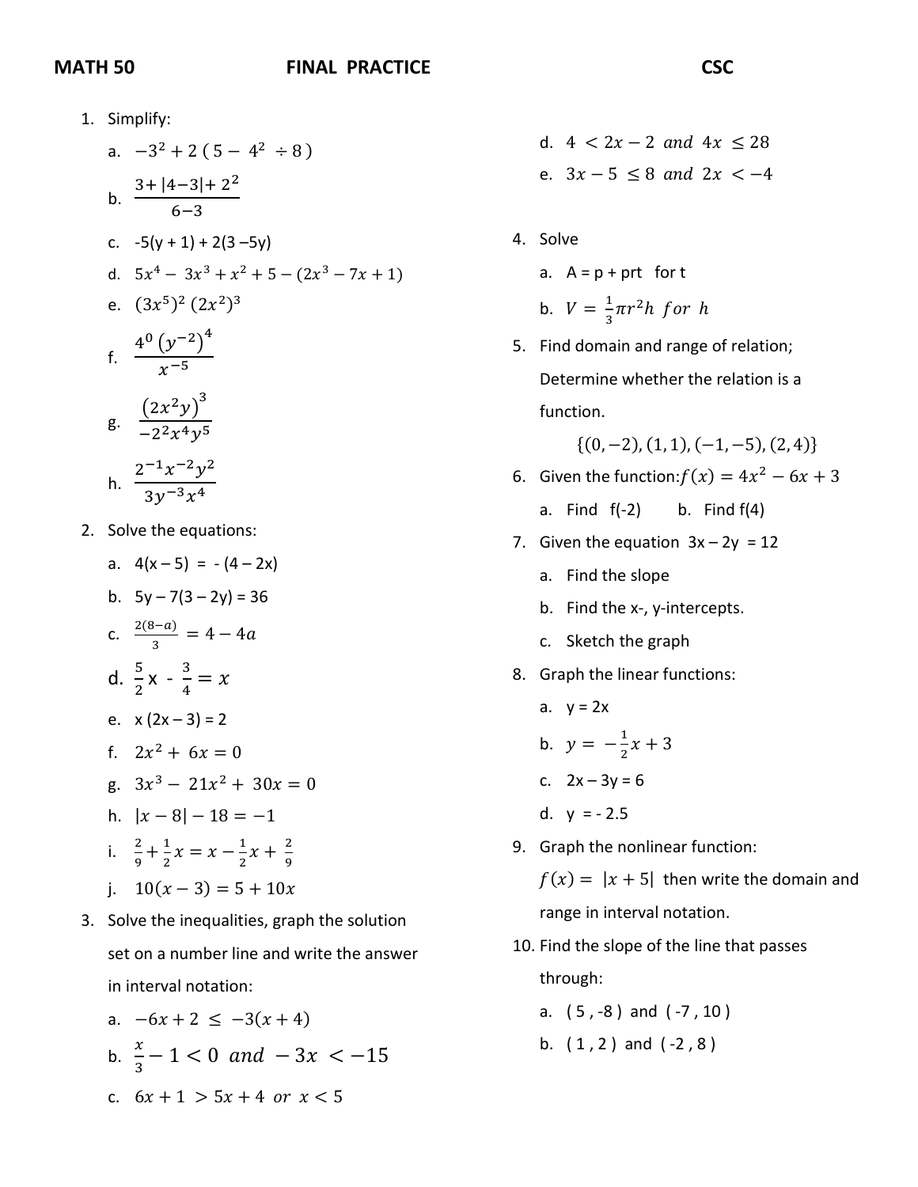**MATH 50 FINAL PRACTICE CSC**

1. Simplify:
   a. $-3^2 + 2\,(5 - 4^2 \div 8)$
   b. $\frac{3+|4-3|+2^2}{6-3}$
   c. $-5(y + 1) + 2(3 - 5y)$
   d. $5x^4 - 3x^3 + x^2 + 5 - (2x^3 - 7x + 1)$
   e. $(3x^5)^2\,(2x^2)^3$
   f. $\frac{4^0\,(y^{-2})^4}{x^{-5}}$
   g. $\frac{(2x^2y)^3}{-2^2x^4y^5}$
   h. $\frac{2^{-1}x^{-2}y^2}{3y^{-3}x^4}$

2. Solve the equations:
   a. $4(x - 5) = -(4 - 2x)$
   b. $5y - 7(3 - 2y) = 36$
   c. $\frac{2(8-a)}{3} = 4 - 4a$
   d. $\frac{5}{2}x - \frac{3}{4} = x$
   e. $x(2x - 3) = 2$
   f. $2x^2 + 6x = 0$
   g. $3x^3 - 21x^2 + 30x = 0$
   h. $|x - 8| - 18 = -1$
   i. $\frac{2}{9} + \frac{1}{2}x = x - \frac{1}{2}x + \frac{2}{9}$
   j. $10(x - 3) = 5 + 10x$

3. Solve the inequalities, graph the solution set on a number line and write the answer in interval notation:
   a. $-6x + 2 \le -3(x + 4)$
   b. $\frac{x}{3} - 1 < 0 \;\; and \;\; -3x < -15$
   c. $6x + 1 > 5x + 4 \;\; or \;\; x < 5$
   d. $4 < 2x - 2 \;\; and \;\; 4x \le 28$
   e. $3x - 5 \le 8 \;\; and \;\; 2x < -4$

4. Solve
   a. $A = p + prt$ for t
   b. $V = \frac{1}{3}\pi r^2 h$ for $h$

5. Find domain and range of relation; Determine whether the relation is a function.

   $\{(0, -2), (1, 1), (-1, -5), (2, 4)\}$

6. Given the function: $f(x) = 4x^2 - 6x + 3$
   a. Find $f(-2)$
   b. Find $f(4)$

7. Given the equation $3x - 2y = 12$
   a. Find the slope
   b. Find the x-, y-intercepts.
   c. Sketch the graph

8. Graph the linear functions:
   a. $y = 2x$
   b. $y = -\frac{1}{2}x + 3$
   c. $2x - 3y = 6$
   d. $y = -2.5$

9. Graph the nonlinear function:

   $f(x) = |x + 5|$ then write the domain and range in interval notation.

10. Find the slope of the line that passes through:
    a. ( 5 , -8 ) and ( -7 , 10 )
    b. ( 1 , 2 ) and ( -2 , 8 )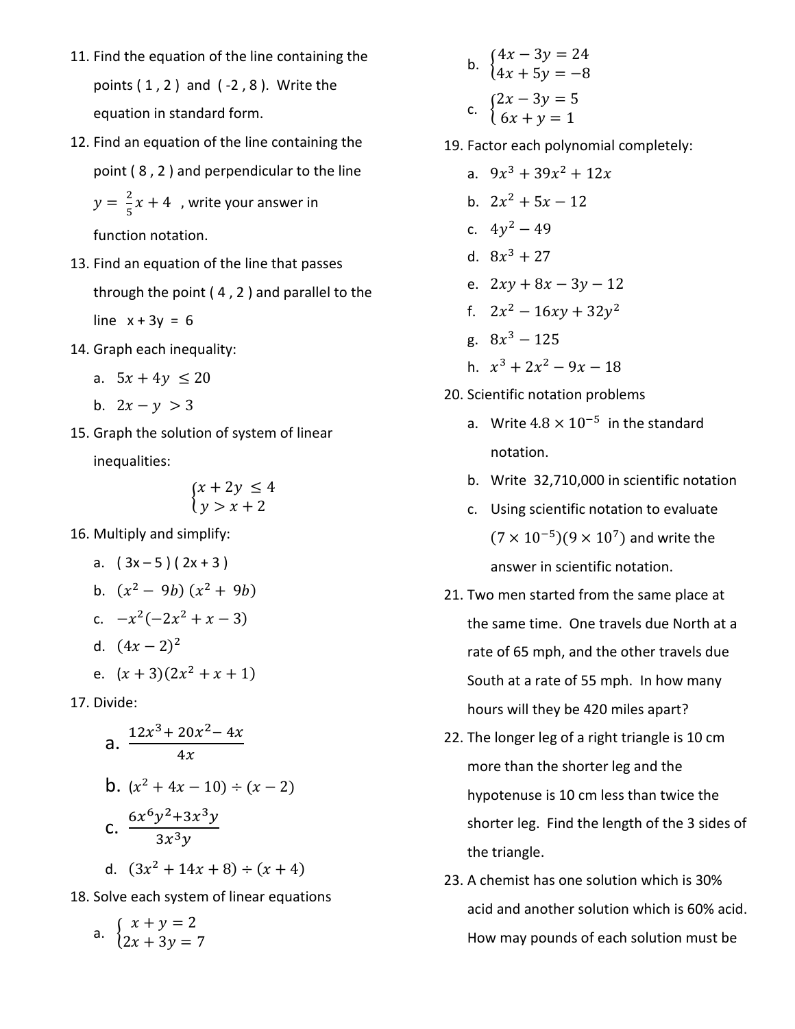11. Find the equation of the line containing the points ( 1 , 2 ) and ( -2 , 8 ). Write the equation in standard form.

12. Find an equation of the line containing the point ( 8 , 2 ) and perpendicular to the line $y = \frac{2}{5}x + 4$ , write your answer in function notation.

13. Find an equation of the line that passes through the point ( 4 , 2 ) and parallel to the line x + 3y = 6

14. Graph each inequality:
    a. $5x + 4y \le 20$
    b. $2x - y > 3$

15. Graph the solution of system of linear inequalities:
$$\begin{cases} x + 2y \le 4 \\ y > x + 2 \end{cases}$$

16. Multiply and simplify:
    a. ( 3x – 5 ) ( 2x + 3 )
    b. $(x^2 - 9b)(x^2 + 9b)$
    c. $-x^2(-2x^2 + x - 3)$
    d. $(4x - 2)^2$
    e. $(x + 3)(2x^2 + x + 1)$

17. Divide:
    a. $\dfrac{12x^3 + 20x^2 - 4x}{4x}$
    b. $(x^2 + 4x - 10) \div (x - 2)$
    c. $\dfrac{6x^6y^2 + 3x^3y}{3x^3y}$
    d. $(3x^2 + 14x + 8) \div (x + 4)$

18. Solve each system of linear equations
    a. $\begin{cases} x + y = 2 \\ 2x + 3y = 7 \end{cases}$
    b. $\begin{cases} 4x - 3y = 24 \\ 4x + 5y = -8 \end{cases}$
    c. $\begin{cases} 2x - 3y = 5 \\ 6x + y = 1 \end{cases}$

19. Factor each polynomial completely:
    a. $9x^3 + 39x^2 + 12x$
    b. $2x^2 + 5x - 12$
    c. $4y^2 - 49$
    d. $8x^3 + 27$
    e. $2xy + 8x - 3y - 12$
    f. $2x^2 - 16xy + 32y^2$
    g. $8x^3 - 125$
    h. $x^3 + 2x^2 - 9x - 18$

20. Scientific notation problems
    a. Write $4.8 \times 10^{-5}$ in the standard notation.
    b. Write 32,710,000 in scientific notation
    c. Using scientific notation to evaluate $(7 \times 10^{-5})(9 \times 10^{7})$ and write the answer in scientific notation.

21. Two men started from the same place at the same time. One travels due North at a rate of 65 mph, and the other travels due South at a rate of 55 mph. In how many hours will they be 420 miles apart?

22. The longer leg of a right triangle is 10 cm more than the shorter leg and the hypotenuse is 10 cm less than twice the shorter leg. Find the length of the 3 sides of the triangle.

23. A chemist has one solution which is 30% acid and another solution which is 60% acid. How may pounds of each solution must be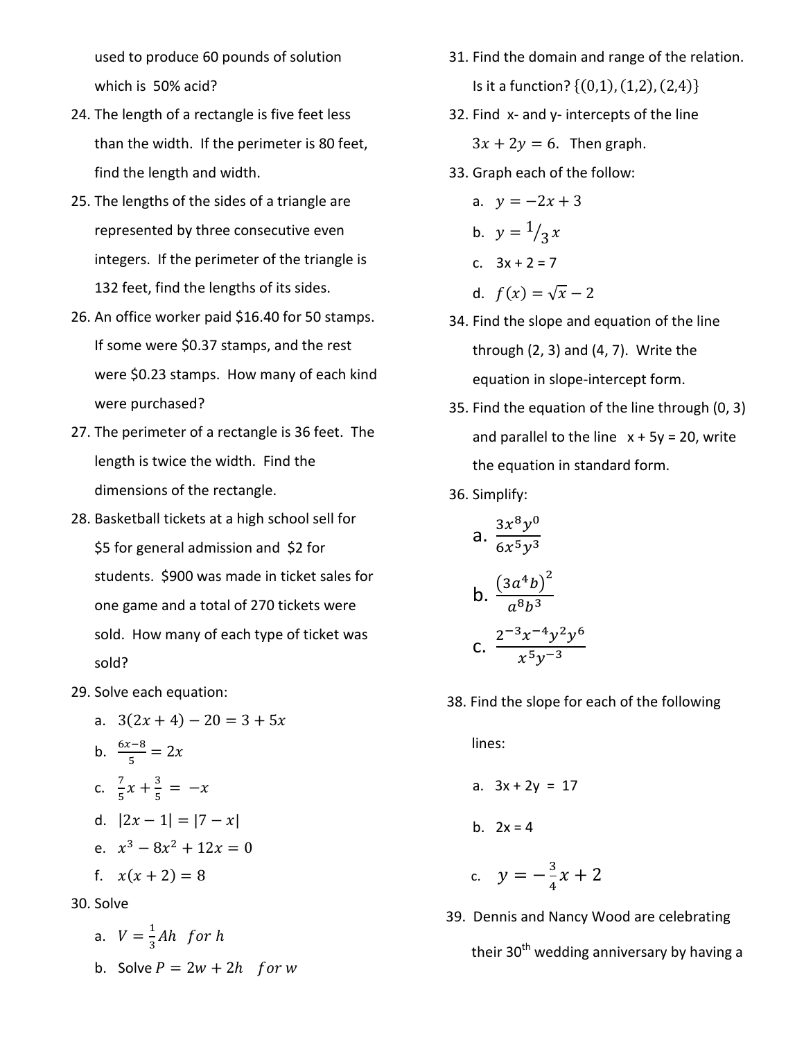used to produce 60 pounds of solution which is 50% acid?

24. The length of a rectangle is five feet less than the width. If the perimeter is 80 feet, find the length and width.

25. The lengths of the sides of a triangle are represented by three consecutive even integers. If the perimeter of the triangle is 132 feet, find the lengths of its sides.

26. An office worker paid $16.40 for 50 stamps. If some were $0.37 stamps, and the rest were $0.23 stamps. How many of each kind were purchased?

27. The perimeter of a rectangle is 36 feet. The length is twice the width. Find the dimensions of the rectangle.

28. Basketball tickets at a high school sell for $5 for general admission and $2 for students. $900 was made in ticket sales for one game and a total of 270 tickets were sold. How many of each type of ticket was sold?

29. Solve each equation:
   a. $3(2x+4)-20=3+5x$
   b. $\frac{6x-8}{5}=2x$
   c. $\frac{7}{5}x+\frac{3}{5}=-x$
   d. $|2x-1|=|7-x|$
   e. $x^3-8x^2+12x=0$
   f. $x(x+2)=8$

30. Solve
   a. $V=\frac{1}{3}Ah \quad for\ h$
   b. Solve $P=2w+2h \quad for\ w$

31. Find the domain and range of the relation. Is it a function? $\{(0,1),(1,2),(2,4)\}$

32. Find x- and y- intercepts of the line $3x+2y=6$. Then graph.

33. Graph each of the follow:
   a. $y=-2x+3$
   b. $y={}^{1}/_{3}\,x$
   c. $3x+2=7$
   d. $f(x)=\sqrt{x}-2$

34. Find the slope and equation of the line through (2, 3) and (4, 7). Write the equation in slope-intercept form.

35. Find the equation of the line through (0, 3) and parallel to the line $x + 5y = 20$, write the equation in standard form.

36. Simplify:
   a. $\frac{3x^8y^0}{6x^5y^3}$
   b. $\frac{(3a^4b)^2}{a^8b^3}$
   c. $\frac{2^{-3}x^{-4}y^2y^6}{x^5y^{-3}}$

38. Find the slope for each of the following lines:
   a. $3x + 2y = 17$
   b. $2x = 4$
   c. $y=-\frac{3}{4}x+2$

39. Dennis and Nancy Wood are celebrating their 30th wedding anniversary by having a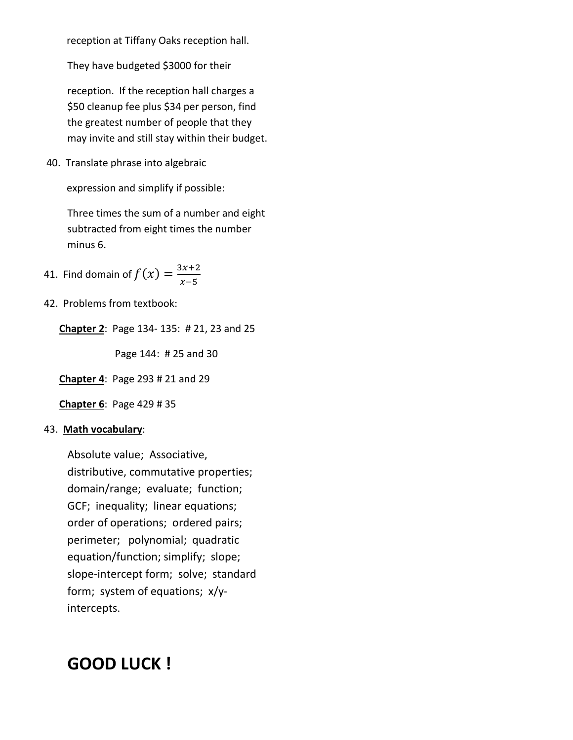reception at Tiffany Oaks reception hall. They have budgeted $3000 for their reception. If the reception hall charges a $50 cleanup fee plus $34 per person, find the greatest number of people that they may invite and still stay within their budget.

40. Translate phrase into algebraic expression and simplify if possible:

    Three times the sum of a number and eight subtracted from eight times the number minus 6.

41. Find domain of $f(x) = \frac{3x+2}{x-5}$

42. Problems from textbook:

    **Chapter 2**: Page 134- 135: # 21, 23 and 25

    Page 144: # 25 and 30

    **Chapter 4**: Page 293 # 21 and 29

    **Chapter 6**: Page 429 # 35

43. **Math vocabulary**:

    Absolute value; Associative, distributive, commutative properties; domain/range; evaluate; function; GCF; inequality; linear equations; order of operations; ordered pairs; perimeter; polynomial; quadratic equation/function; simplify; slope; slope-intercept form; solve; standard form; system of equations; x/y-intercepts.

# GOOD LUCK !